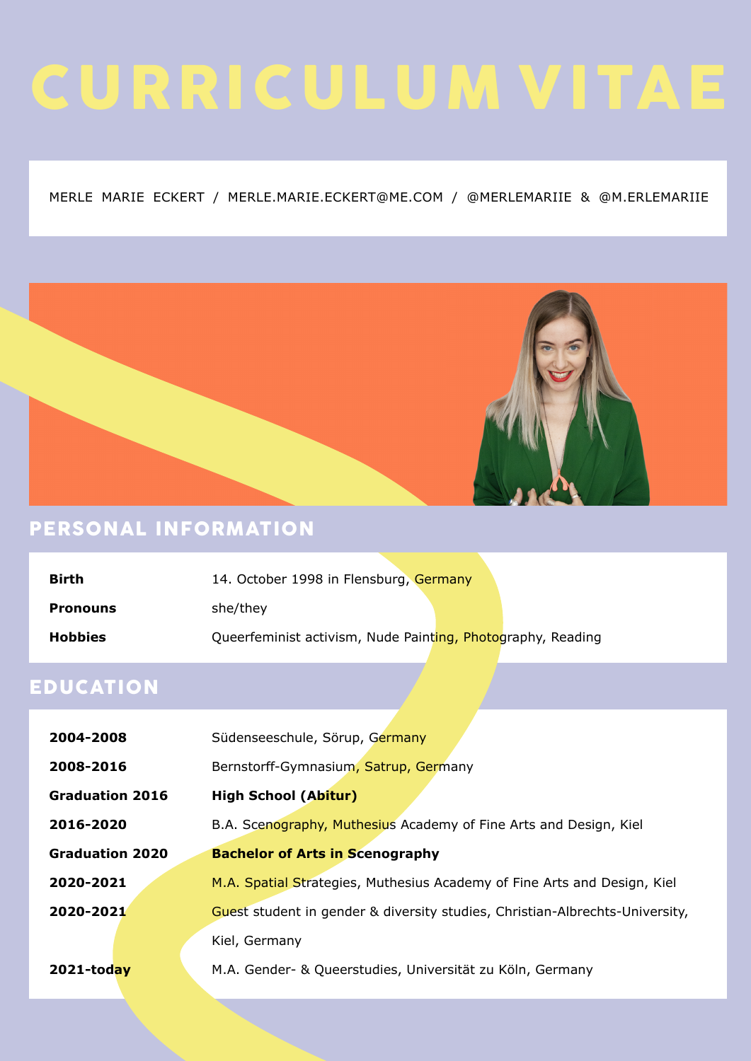# CURRICULUM VITAE

MERLE MARIE ECKERT / MERLE.MARIE.ECKERT@ME.COM / @MERLEMARIIE & @M.ERLEMARIIE

## PERSONAL INFORMATION

| | |
|---|---|
| **Birth** | 14. October 1998 in Flensburg, Germany |
| **Pronouns** | she/they |
| **Hobbies** | Queerfeminist activism, Nude Painting, Photography, Reading |

## EDUCATION

| | |
|---|---|
| **2004-2008** | Südenseeschule, Sörup, Germany |
| **2008-2016** | Bernstorff-Gymnasium, Satrup, Germany |
| **Graduation 2016** | **High School (Abitur)** |
| **2016-2020** | B.A. Scenography, Muthesius Academy of Fine Arts and Design, Kiel |
| **Graduation 2020** | **Bachelor of Arts in Scenography** |
| **2020-2021** | M.A. Spatial Strategies, Muthesius Academy of Fine Arts and Design, Kiel |
| **2020-2021** | Guest student in gender & diversity studies, Christian-Albrechts-University, Kiel, Germany |
| **2021-today** | M.A. Gender- & Queerstudies, Universität zu Köln, Germany |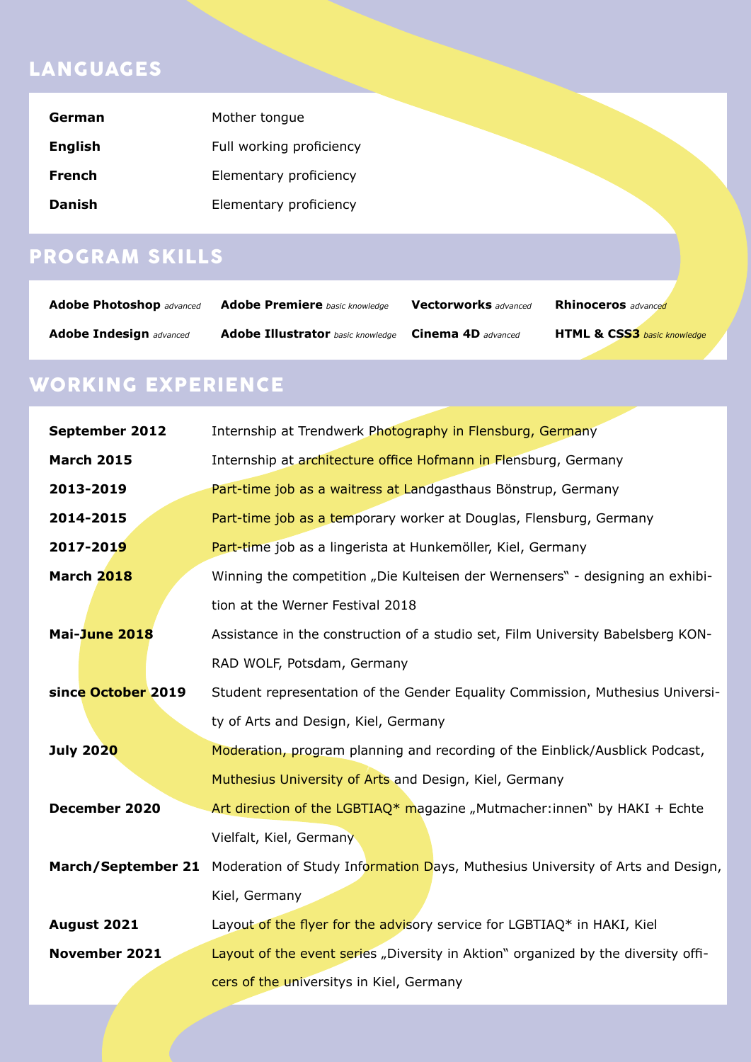## LANGUAGES

| | |
|---|---|
| **German** | Mother tongue |
| **English** | Full working proficiency |
| **French** | Elementary proficiency |
| **Danish** | Elementary proficiency |

## PROGRAM SKILLS

| | | | |
|---|---|---|---|
| **Adobe Photoshop** *advanced* | **Adobe Premiere** *basic knowledge* | **Vectorworks** *advanced* | **Rhinoceros** *advanced* |
| **Adobe Indesign** *advanced* | **Adobe Illustrator** *basic knowledge* | **Cinema 4D** *advanced* | **HTML & CSS3** *basic knowledge* |

## WORKING EXPERIENCE

| | |
|---|---|
| **September 2012** | Internship at Trendwerk Photography in Flensburg, Germany |
| **March 2015** | Internship at architecture office Hofmann in Flensburg, Germany |
| **2013-2019** | Part-time job as a waitress at Landgasthaus Bönstrup, Germany |
| **2014-2015** | Part-time job as a temporary worker at Douglas, Flensburg, Germany |
| **2017-2019** | Part-time job as a lingerista at Hunkemöller, Kiel, Germany |
| **March 2018** | Winning the competition „Die Kulteisen der Wernensers" - designing an exhibition at the Werner Festival 2018 |
| **Mai-June 2018** | Assistance in the construction of a studio set, Film University Babelsberg KONRAD WOLF, Potsdam, Germany |
| **since October 2019** | Student representation of the Gender Equality Commission, Muthesius University of Arts and Design, Kiel, Germany |
| **July 2020** | Moderation, program planning and recording of the Einblick/Ausblick Podcast, Muthesius University of Arts and Design, Kiel, Germany |
| **December 2020** | Art direction of the LGBTIAQ* magazine „Mutmacher:innen" by HAKI + Echte Vielfalt, Kiel, Germany |
| **March/September 21** | Moderation of Study Information Days, Muthesius University of Arts and Design, Kiel, Germany |
| **August 2021** | Layout of the flyer for the advisory service for LGBTIAQ* in HAKI, Kiel |
| **November 2021** | Layout of the event series „Diversity in Aktion" organized by the diversity officers of the universitys in Kiel, Germany |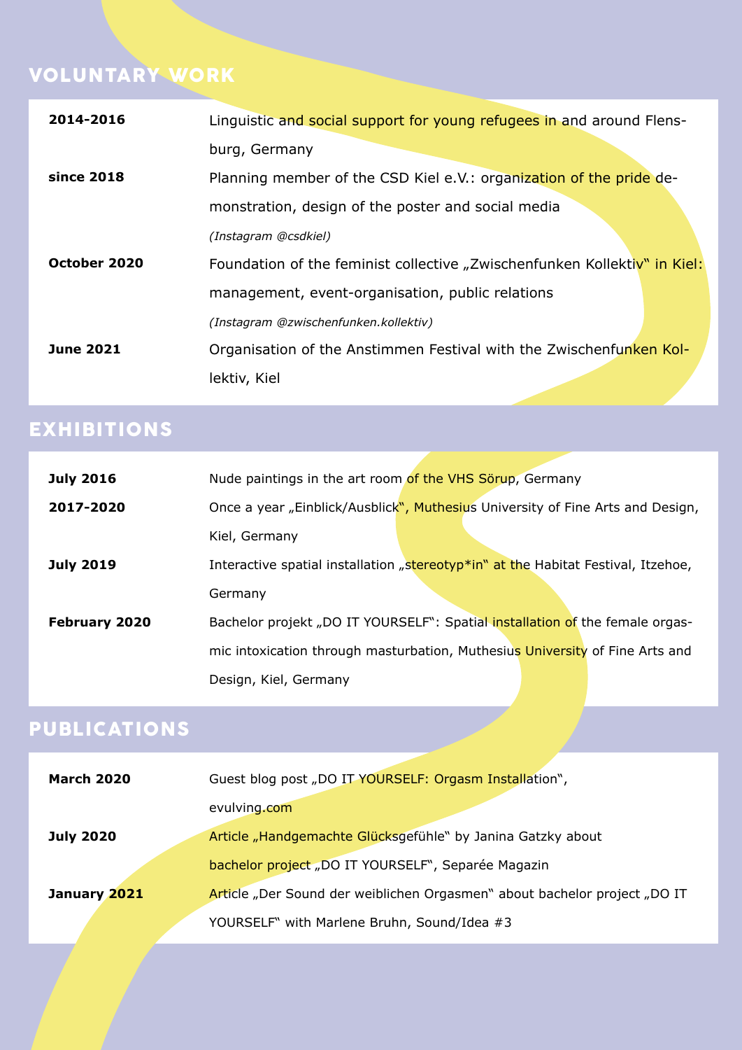## VOLUNTARY WORK

| | |
|---|---|
| **2014-2016** | Linguistic and social support for young refugees in and around Flensburg, Germany |
| **since 2018** | Planning member of the CSD Kiel e.V.: organization of the pride demonstration, design of the poster and social media *(Instagram @csdkiel)* |
| **October 2020** | Foundation of the feminist collective „Zwischenfunken Kollektiv“ in Kiel: management, event-organisation, public relations *(Instagram @zwischenfunken.kollektiv)* |
| **June 2021** | Organisation of the Anstimmen Festival with the Zwischenfunken Kollektiv, Kiel |

## EXHIBITIONS

| | |
|---|---|
| **July 2016** | Nude paintings in the art room of the VHS Sörup, Germany |
| **2017-2020** | Once a year „Einblick/Ausblick“, Muthesius University of Fine Arts and Design, Kiel, Germany |
| **July 2019** | Interactive spatial installation „stereotyp*in“ at the Habitat Festival, Itzehoe, Germany |
| **February 2020** | Bachelor projekt „DO IT YOURSELF“: Spatial installation of the female orgasmic intoxication through masturbation, Muthesius University of Fine Arts and Design, Kiel, Germany |

## PUBLICATIONS

| | |
|---|---|
| **March 2020** | Guest blog post „DO IT YOURSELF: Orgasm Installation“, evulving.com |
| **July 2020** | Article „Handgemachte Glücksgefühle“ by Janina Gatzky about bachelor project „DO IT YOURSELF“, Separée Magazin |
| **January 2021** | Article „Der Sound der weiblichen Orgasmen“ about bachelor project „DO IT YOURSELF“ with Marlene Bruhn, Sound/Idea #3 |